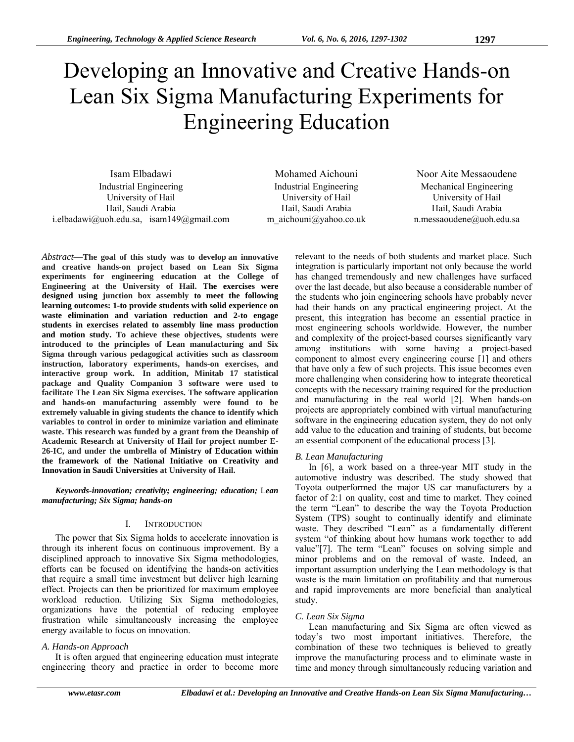# Developing an Innovative and Creative Hands-on Lean Six Sigma Manufacturing Experiments for Engineering Education

Isam Elbadawi
Industrial Engineering
University of Hail
Hail, Saudi Arabia
i.elbadawi@uoh.edu.sa, isam149@gmail.com

Mohamed Aichouni
Industrial Engineering
University of Hail
Hail, Saudi Arabia
m_aichouni@yahoo.co.uk

Noor Aite Messaoudene
Mechanical Engineering
University of Hail
Hail, Saudi Arabia
n.messaoudene@uoh.edu.sa

*Abstract*—**The goal of this study was to develop an innovative and creative hands-on project based on Lean Six Sigma experiments for engineering education at the College of Engineering at the University of Hail. The exercises were designed using junction box assembly to meet the following learning outcomes: 1-to provide students with solid experience on waste elimination and variation reduction and 2-to engage students in exercises related to assembly line mass production and motion study. To achieve these objectives, students were introduced to the principles of Lean manufacturing and Six Sigma through various pedagogical activities such as classroom instruction, laboratory experiments, hands-on exercises, and interactive group work. In addition, Minitab 17 statistical package and Quality Companion 3 software were used to facilitate The Lean Six Sigma exercises. The software application and hands-on manufacturing assembly were found to be extremely valuable in giving students the chance to identify which variables to control in order to minimize variation and eliminate waste. This research was funded by a grant from the Deanship of Academic Research at University of Hail for project number E-26-IC, and under the umbrella of Ministry of Education within the framework of the National Initiative on Creativity and Innovation in Saudi Universities at University of Hail.**

***Keywords-innovation; creativity; engineering; education; Lean manufacturing; Six Sigma; hands-on***

## I. INTRODUCTION

The power that Six Sigma holds to accelerate innovation is through its inherent focus on continuous improvement. By a disciplined approach to innovative Six Sigma methodologies, efforts can be focused on identifying the hands-on activities that require a small time investment but deliver high learning effect. Projects can then be prioritized for maximum employee workload reduction. Utilizing Six Sigma methodologies, organizations have the potential of reducing employee frustration while simultaneously increasing the employee energy available to focus on innovation.

### *A. Hands-on Approach*

It is often argued that engineering education must integrate engineering theory and practice in order to become more relevant to the needs of both students and market place. Such integration is particularly important not only because the world has changed tremendously and new challenges have surfaced over the last decade, but also because a considerable number of the students who join engineering schools have probably never had their hands on any practical engineering project. At the present, this integration has become an essential practice in most engineering schools worldwide. However, the number and complexity of the project-based courses significantly vary among institutions with some having a project-based component to almost every engineering course [1] and others that have only a few of such projects. This issue becomes even more challenging when considering how to integrate theoretical concepts with the necessary training required for the production and manufacturing in the real world [2]. When hands-on projects are appropriately combined with virtual manufacturing software in the engineering education system, they do not only add value to the education and training of students, but become an essential component of the educational process [3].

### *B. Lean Manufacturing*

In [6], a work based on a three-year MIT study in the automotive industry was described. The study showed that Toyota outperformed the major US car manufacturers by a factor of 2:1 on quality, cost and time to market. They coined the term "Lean" to describe the way the Toyota Production System (TPS) sought to continually identify and eliminate waste. They described "Lean" as a fundamentally different system "of thinking about how humans work together to add value"[7]. The term "Lean" focuses on solving simple and minor problems and on the removal of waste. Indeed, an important assumption underlying the Lean methodology is that waste is the main limitation on profitability and that numerous and rapid improvements are more beneficial than analytical study.

### *C. Lean Six Sigma*

Lean manufacturing and Six Sigma are often viewed as today's two most important initiatives. Therefore, the combination of these two techniques is believed to greatly improve the manufacturing process and to eliminate waste in time and money through simultaneously reducing variation and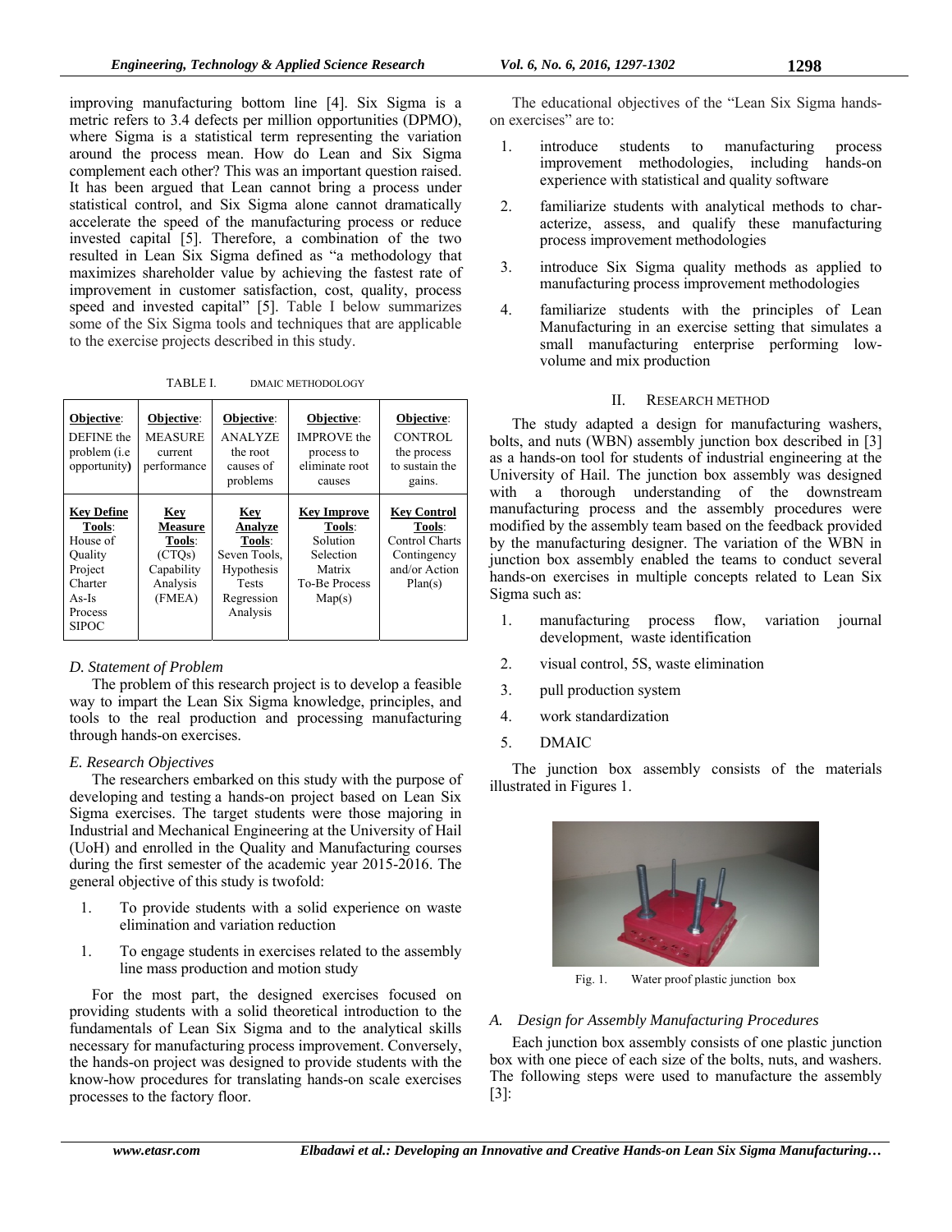improving manufacturing bottom line [4]. Six Sigma is a metric refers to 3.4 defects per million opportunities (DPMO), where Sigma is a statistical term representing the variation around the process mean. How do Lean and Six Sigma complement each other? This was an important question raised. It has been argued that Lean cannot bring a process under statistical control, and Six Sigma alone cannot dramatically accelerate the speed of the manufacturing process or reduce invested capital [5]. Therefore, a combination of the two resulted in Lean Six Sigma defined as "a methodology that maximizes shareholder value by achieving the fastest rate of improvement in customer satisfaction, cost, quality, process speed and invested capital" [5]. Table I below summarizes some of the Six Sigma tools and techniques that are applicable to the exercise projects described in this study.

TABLE I. DMAIC METHODOLOGY

| **Objective**: DEFINE the problem (i.e opportunity**)** | **Objective**: MEASURE current performance | **Objective**: ANALYZE the root causes of problems | **Objective**: IMPROVE the process to eliminate root causes | **Objective**: CONTROL the process to sustain the gains. |
|---|---|---|---|---|
| **Key Define Tools**: House of Quality Project Charter As-Is Process SIPOC | **Key Measure Tools**: (CTQs) Capability Analysis (FMEA) | **Key Analyze Tools**: Seven Tools, Hypothesis Tests Regression Analysis | **Key Improve Tools**: Solution Selection Matrix To-Be Process Map(s) | **Key Control Tools**: Control Charts Contingency and/or Action Plan(s) |

### *D. Statement of Problem*

The problem of this research project is to develop a feasible way to impart the Lean Six Sigma knowledge, principles, and tools to the real production and processing manufacturing through hands-on exercises.

### *E. Research Objectives*

The researchers embarked on this study with the purpose of developing and testing a hands-on project based on Lean Six Sigma exercises. The target students were those majoring in Industrial and Mechanical Engineering at the University of Hail (UoH) and enrolled in the Quality and Manufacturing courses during the first semester of the academic year 2015-2016. The general objective of this study is twofold:

1. To provide students with a solid experience on waste elimination and variation reduction
1. To engage students in exercises related to the assembly line mass production and motion study

For the most part, the designed exercises focused on providing students with a solid theoretical introduction to the fundamentals of Lean Six Sigma and to the analytical skills necessary for manufacturing process improvement. Conversely, the hands-on project was designed to provide students with the know-how procedures for translating hands-on scale exercises processes to the factory floor.

The educational objectives of the "Lean Six Sigma hands-on exercises" are to:

1. introduce students to manufacturing process improvement methodologies, including hands-on experience with statistical and quality software
2. familiarize students with analytical methods to characterize, assess, and qualify these manufacturing process improvement methodologies
3. introduce Six Sigma quality methods as applied to manufacturing process improvement methodologies
4. familiarize students with the principles of Lean Manufacturing in an exercise setting that simulates a small manufacturing enterprise performing low-volume and mix production

## II. Research Method

The study adapted a design for manufacturing washers, bolts, and nuts (WBN) assembly junction box described in [3] as a hands-on tool for students of industrial engineering at the University of Hail. The junction box assembly was designed with a thorough understanding of the downstream manufacturing process and the assembly procedures were modified by the assembly team based on the feedback provided by the manufacturing designer. The variation of the WBN in junction box assembly enabled the teams to conduct several hands-on exercises in multiple concepts related to Lean Six Sigma such as:

1. manufacturing process flow, variation journal development, waste identification
2. visual control, 5S, waste elimination
3. pull production system
4. work standardization
5. DMAIC

The junction box assembly consists of the materials illustrated in Figures 1.

Fig. 1. Water proof plastic junction box

### *A. Design for Assembly Manufacturing Procedures*

Each junction box assembly consists of one plastic junction box with one piece of each size of the bolts, nuts, and washers. The following steps were used to manufacture the assembly [3]: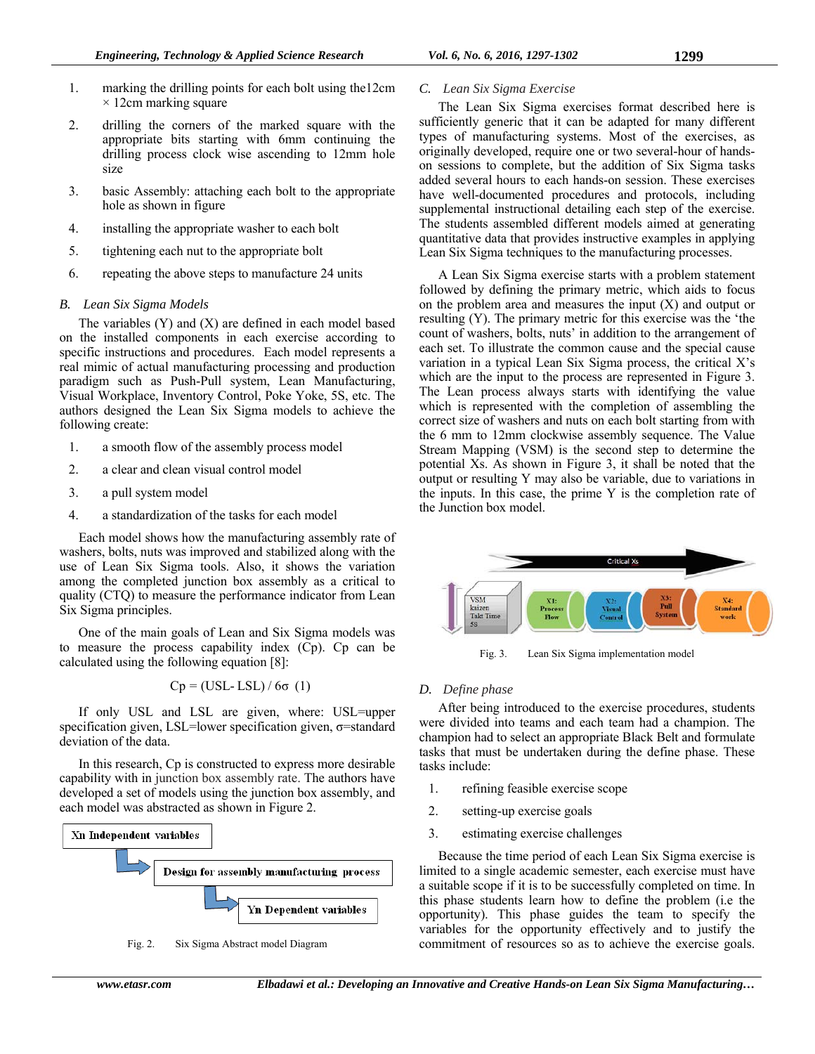1. marking the drilling points for each bolt using the12cm × 12cm marking square
2. drilling the corners of the marked square with the appropriate bits starting with 6mm continuing the drilling process clock wise ascending to 12mm hole size
3. basic Assembly: attaching each bolt to the appropriate hole as shown in figure
4. installing the appropriate washer to each bolt
5. tightening each nut to the appropriate bolt
6. repeating the above steps to manufacture 24 units

### *B. Lean Six Sigma Models*

The variables (Y) and (X) are defined in each model based on the installed components in each exercise according to specific instructions and procedures. Each model represents a real mimic of actual manufacturing processing and production paradigm such as Push-Pull system, Lean Manufacturing, Visual Workplace, Inventory Control, Poke Yoke, 5S, etc. The authors designed the Lean Six Sigma models to achieve the following create:

1. a smooth flow of the assembly process model
2. a clear and clean visual control model
3. a pull system model
4. a standardization of the tasks for each model

Each model shows how the manufacturing assembly rate of washers, bolts, nuts was improved and stabilized along with the use of Lean Six Sigma tools. Also, it shows the variation among the completed junction box assembly as a critical to quality (CTQ) to measure the performance indicator from Lean Six Sigma principles.

One of the main goals of Lean and Six Sigma models was to measure the process capability index (Cp). Cp can be calculated using the following equation [8]:

$$Cp = (USL - LSL) / 6\sigma \quad (1)$$

If only USL and LSL are given, where: USL=upper specification given, LSL=lower specification given, σ=standard deviation of the data.

In this research, Cp is constructed to express more desirable capability with in junction box assembly rate. The authors have developed a set of models using the junction box assembly, and each model was abstracted as shown in Figure 2.

Xn Independent variables → Design for assembly manufacturing process → Yn Dependent variables

Fig. 2. Six Sigma Abstract model Diagram

### *C. Lean Six Sigma Exercise*

The Lean Six Sigma exercises format described here is sufficiently generic that it can be adapted for many different types of manufacturing systems. Most of the exercises, as originally developed, require one or two several-hour of hands-on sessions to complete, but the addition of Six Sigma tasks added several hours to each hands-on session. These exercises have well-documented procedures and protocols, including supplemental instructional detailing each step of the exercise. The students assembled different models aimed at generating quantitative data that provides instructive examples in applying Lean Six Sigma techniques to the manufacturing processes.

A Lean Six Sigma exercise starts with a problem statement followed by defining the primary metric, which aids to focus on the problem area and measures the input (X) and output or resulting (Y). The primary metric for this exercise was the 'the count of washers, bolts, nuts' in addition to the arrangement of each set. To illustrate the common cause and the special cause variation in a typical Lean Six Sigma process, the critical X's which are the input to the process are represented in Figure 3. The Lean process always starts with identifying the value which is represented with the completion of assembling the correct size of washers and nuts on each bolt starting from with the 6 mm to 12mm clockwise assembly sequence. The Value Stream Mapping (VSM) is the second step to determine the potential Xs. As shown in Figure 3, it shall be noted that the output or resulting Y may also be variable, due to variations in the inputs. In this case, the prime Y is the completion rate of the Junction box model.

Critical Xs: VSM, kaizen, Takt Time, 5S → X1: Process Flow → X2: Visual Control → X3: Pull System → X4: Standard work

Fig. 3. Lean Six Sigma implementation model

### *D. Define phase*

After being introduced to the exercise procedures, students were divided into teams and each team had a champion. The champion had to select an appropriate Black Belt and formulate tasks that must be undertaken during the define phase. These tasks include:

1. refining feasible exercise scope
2. setting-up exercise goals
3. estimating exercise challenges

Because the time period of each Lean Six Sigma exercise is limited to a single academic semester, each exercise must have a suitable scope if it is to be successfully completed on time. In this phase students learn how to define the problem (i.e the opportunity). This phase guides the team to specify the variables for the opportunity effectively and to justify the commitment of resources so as to achieve the exercise goals.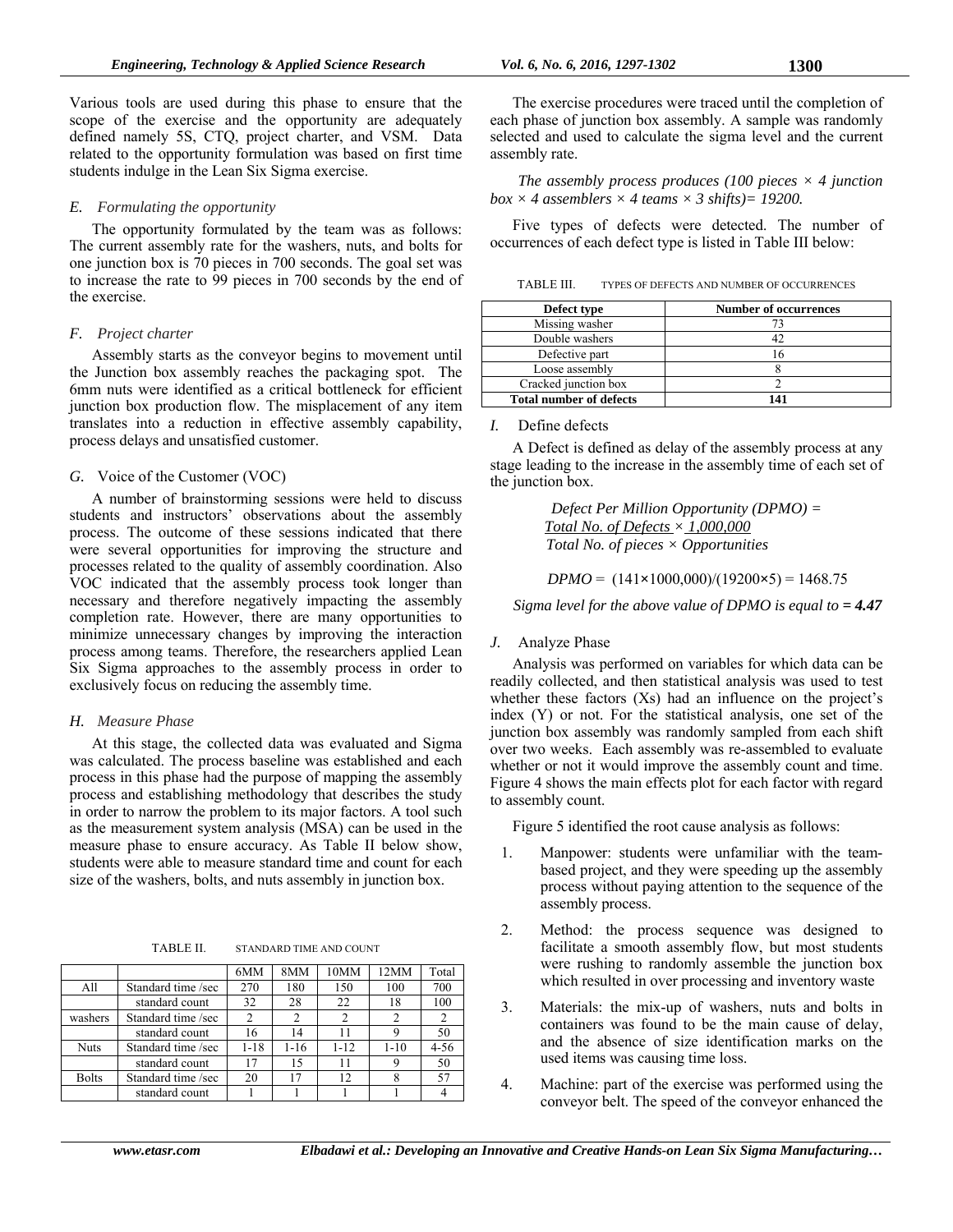Various tools are used during this phase to ensure that the scope of the exercise and the opportunity are adequately defined namely 5S, CTQ, project charter, and VSM. Data related to the opportunity formulation was based on first time students indulge in the Lean Six Sigma exercise.

### *E. Formulating the opportunity*

The opportunity formulated by the team was as follows: The current assembly rate for the washers, nuts, and bolts for one junction box is 70 pieces in 700 seconds. The goal set was to increase the rate to 99 pieces in 700 seconds by the end of the exercise.

### *F. Project charter*

Assembly starts as the conveyor begins to movement until the Junction box assembly reaches the packaging spot. The 6mm nuts were identified as a critical bottleneck for efficient junction box production flow. The misplacement of any item translates into a reduction in effective assembly capability, process delays and unsatisfied customer.

### *G.* Voice of the Customer (VOC)

A number of brainstorming sessions were held to discuss students and instructors' observations about the assembly process. The outcome of these sessions indicated that there were several opportunities for improving the structure and processes related to the quality of assembly coordination. Also VOC indicated that the assembly process took longer than necessary and therefore negatively impacting the assembly completion rate. However, there are many opportunities to minimize unnecessary changes by improving the interaction process among teams. Therefore, the researchers applied Lean Six Sigma approaches to the assembly process in order to exclusively focus on reducing the assembly time.

### *H. Measure Phase*

At this stage, the collected data was evaluated and Sigma was calculated. The process baseline was established and each process in this phase had the purpose of mapping the assembly process and establishing methodology that describes the study in order to narrow the problem to its major factors. A tool such as the measurement system analysis (MSA) can be used in the measure phase to ensure accuracy. As Table II below show, students were able to measure standard time and count for each size of the washers, bolts, and nuts assembly in junction box.

TABLE II. STANDARD TIME AND COUNT

| | | 6MM | 8MM | 10MM | 12MM | Total |
|---|---|---|---|---|---|---|
| All | Standard time /sec | 270 | 180 | 150 | 100 | 700 |
| | standard count | 32 | 28 | 22 | 18 | 100 |
| washers | Standard time /sec | 2 | 2 | 2 | 2 | 2 |
| | standard count | 16 | 14 | 11 | 9 | 50 |
| Nuts | Standard time /sec | 1-18 | 1-16 | 1-12 | 1-10 | 4-56 |
| | standard count | 17 | 15 | 11 | 9 | 50 |
| Bolts | Standard time /sec | 20 | 17 | 12 | 8 | 57 |
| | standard count | 1 | 1 | 1 | 1 | 4 |

The exercise procedures were traced until the completion of each phase of junction box assembly. A sample was randomly selected and used to calculate the sigma level and the current assembly rate.

*The assembly process produces (100 pieces × 4 junction box × 4 assemblers × 4 teams × 3 shifts)= 19200.*

Five types of defects were detected. The number of occurrences of each defect type is listed in Table III below:

TABLE III. TYPES OF DEFECTS AND NUMBER OF OCCURRENCES

| Defect type | Number of occurrences |
|---|---|
| Missing washer | 73 |
| Double washers | 42 |
| Defective part | 16 |
| Loose assembly | 8 |
| Cracked junction box | 2 |
| **Total number of defects** | **141** |

### *I.* Define defects

A Defect is defined as delay of the assembly process at any stage leading to the increase in the assembly time of each set of the junction box.

$$\text{Defect Per Million Opportunity (DPMO)} = \frac{\text{Total No. of Defects} \times 1{,}000{,}000}{\text{Total No. of pieces} \times \text{Opportunities}}$$

$$DPMO = (141 \times 1000{,}000)/(19200 \times 5) = 1468.75$$

*Sigma level for the above value of DPMO is equal to* ***= 4.47***

### *J.* Analyze Phase

Analysis was performed on variables for which data can be readily collected, and then statistical analysis was used to test whether these factors (Xs) had an influence on the project's index (Y) or not. For the statistical analysis, one set of the junction box assembly was randomly sampled from each shift over two weeks. Each assembly was re-assembled to evaluate whether or not it would improve the assembly count and time. Figure 4 shows the main effects plot for each factor with regard to assembly count.

Figure 5 identified the root cause analysis as follows:

1. Manpower: students were unfamiliar with the team-based project, and they were speeding up the assembly process without paying attention to the sequence of the assembly process.
2. Method: the process sequence was designed to facilitate a smooth assembly flow, but most students were rushing to randomly assemble the junction box which resulted in over processing and inventory waste
3. Materials: the mix-up of washers, nuts and bolts in containers was found to be the main cause of delay, and the absence of size identification marks on the used items was causing time loss.
4. Machine: part of the exercise was performed using the conveyor belt. The speed of the conveyor enhanced the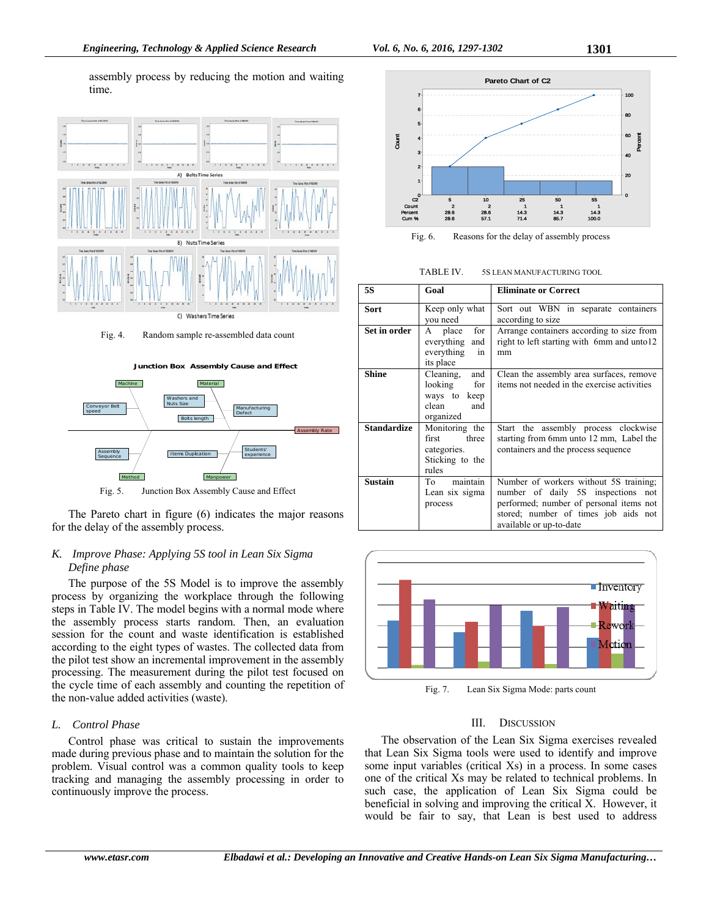assembly process by reducing the motion and waiting time.

Fig. 4. Random sample re-assembled data count

Fig. 5. Junction Box Assembly Cause and Effect

The Pareto chart in figure (6) indicates the major reasons for the delay of the assembly process.

### K. Improve Phase: Applying 5S tool in Lean Six Sigma Define phase

The purpose of the 5S Model is to improve the assembly process by organizing the workplace through the following steps in Table IV. The model begins with a normal mode where the assembly process starts random. Then, an evaluation session for the count and waste identification is established according to the eight types of wastes. The collected data from the pilot test show an incremental improvement in the assembly processing. The measurement during the pilot test focused on the cycle time of each assembly and counting the repetition of the non-value added activities (waste).

### L. Control Phase

Control phase was critical to sustain the improvements made during previous phase and to maintain the solution for the problem. Visual control was a common quality tools to keep tracking and managing the assembly processing in order to continuously improve the process.

Fig. 6. Reasons for the delay of assembly process

TABLE IV. 5S LEAN MANUFACTURING TOOL

| 5S | Goal | Eliminate or Correct |
|---|---|---|
| **Sort** | Keep only what you need | Sort out WBN in separate containers according to size |
| **Set in order** | A place for everything and everything in its place | Arrange containers according to size from right to left starting with 6mm and unto12 mm |
| **Shine** | Cleaning, and looking for ways to keep clean and organized | Clean the assembly area surfaces, remove items not needed in the exercise activities |
| **Standardize** | Monitoring the first three categories. Sticking to the rules | Start the assembly process clockwise starting from 6mm unto 12 mm, Label the containers and the process sequence |
| **Sustain** | To maintain Lean six sigma process | Number of workers without 5S training; number of daily 5S inspections not performed; number of personal items not stored; number of times job aids not available or up-to-date |

Fig. 7. Lean Six Sigma Mode: parts count

## III. DISCUSSION

The observation of the Lean Six Sigma exercises revealed that Lean Six Sigma tools were used to identify and improve some input variables (critical Xs) in a process. In some cases one of the critical Xs may be related to technical problems. In such case, the application of Lean Six Sigma could be beneficial in solving and improving the critical X. However, it would be fair to say, that Lean is best used to address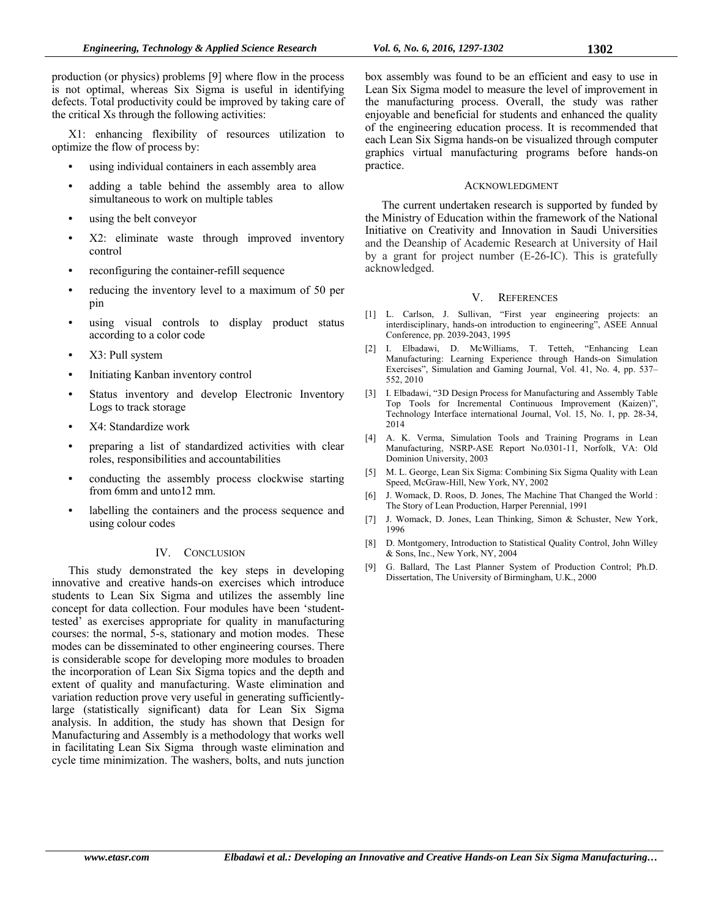production (or physics) problems [9] where flow in the process is not optimal, whereas Six Sigma is useful in identifying defects. Total productivity could be improved by taking care of the critical Xs through the following activities:

X1: enhancing flexibility of resources utilization to optimize the flow of process by:

- using individual containers in each assembly area
- adding a table behind the assembly area to allow simultaneous to work on multiple tables
- using the belt conveyor
- X2: eliminate waste through improved inventory control
- reconfiguring the container-refill sequence
- reducing the inventory level to a maximum of 50 per pin
- using visual controls to display product status according to a color code
- X3: Pull system
- Initiating Kanban inventory control
- Status inventory and develop Electronic Inventory Logs to track storage
- X4: Standardize work
- preparing a list of standardized activities with clear roles, responsibilities and accountabilities
- conducting the assembly process clockwise starting from 6mm and unto12 mm.
- labelling the containers and the process sequence and using colour codes

## IV. Conclusion

This study demonstrated the key steps in developing innovative and creative hands-on exercises which introduce students to Lean Six Sigma and utilizes the assembly line concept for data collection. Four modules have been 'student-tested' as exercises appropriate for quality in manufacturing courses: the normal, 5-s, stationary and motion modes. These modes can be disseminated to other engineering courses. There is considerable scope for developing more modules to broaden the incorporation of Lean Six Sigma topics and the depth and extent of quality and manufacturing. Waste elimination and variation reduction prove very useful in generating sufficiently-large (statistically significant) data for Lean Six Sigma analysis. In addition, the study has shown that Design for Manufacturing and Assembly is a methodology that works well in facilitating Lean Six Sigma through waste elimination and cycle time minimization. The washers, bolts, and nuts junction box assembly was found to be an efficient and easy to use in Lean Six Sigma model to measure the level of improvement in the manufacturing process. Overall, the study was rather enjoyable and beneficial for students and enhanced the quality of the engineering education process. It is recommended that each Lean Six Sigma hands-on be visualized through computer graphics virtual manufacturing programs before hands-on practice.

## Acknowledgment

The current undertaken research is supported by funded by the Ministry of Education within the framework of the National Initiative on Creativity and Innovation in Saudi Universities and the Deanship of Academic Research at University of Hail by a grant for project number (E-26-IC). This is gratefully acknowledged.

## V. References

[1] L. Carlson, J. Sullivan, "First year engineering projects: an interdisciplinary, hands-on introduction to engineering", ASEE Annual Conference, pp. 2039-2043, 1995

[2] I. Elbadawi, D. McWilliams, T. Tetteh, "Enhancing Lean Manufacturing: Learning Experience through Hands-on Simulation Exercises", Simulation and Gaming Journal, Vol. 41, No. 4, pp. 537–552, 2010

[3] I. Elbadawi, "3D Design Process for Manufacturing and Assembly Table Top Tools for Incremental Continuous Improvement (Kaizen)", Technology Interface international Journal, Vol. 15, No. 1, pp. 28-34, 2014

[4] A. K. Verma, Simulation Tools and Training Programs in Lean Manufacturing, NSRP-ASE Report No.0301-11, Norfolk, VA: Old Dominion University, 2003

[5] M. L. George, Lean Six Sigma: Combining Six Sigma Quality with Lean Speed, McGraw-Hill, New York, NY, 2002

[6] J. Womack, D. Roos, D. Jones, The Machine That Changed the World : The Story of Lean Production, Harper Perennial, 1991

[7] J. Womack, D. Jones, Lean Thinking, Simon & Schuster, New York, 1996

[8] D. Montgomery, Introduction to Statistical Quality Control, John Willey & Sons, Inc., New York, NY, 2004

[9] G. Ballard, The Last Planner System of Production Control; Ph.D. Dissertation, The University of Birmingham, U.K., 2000